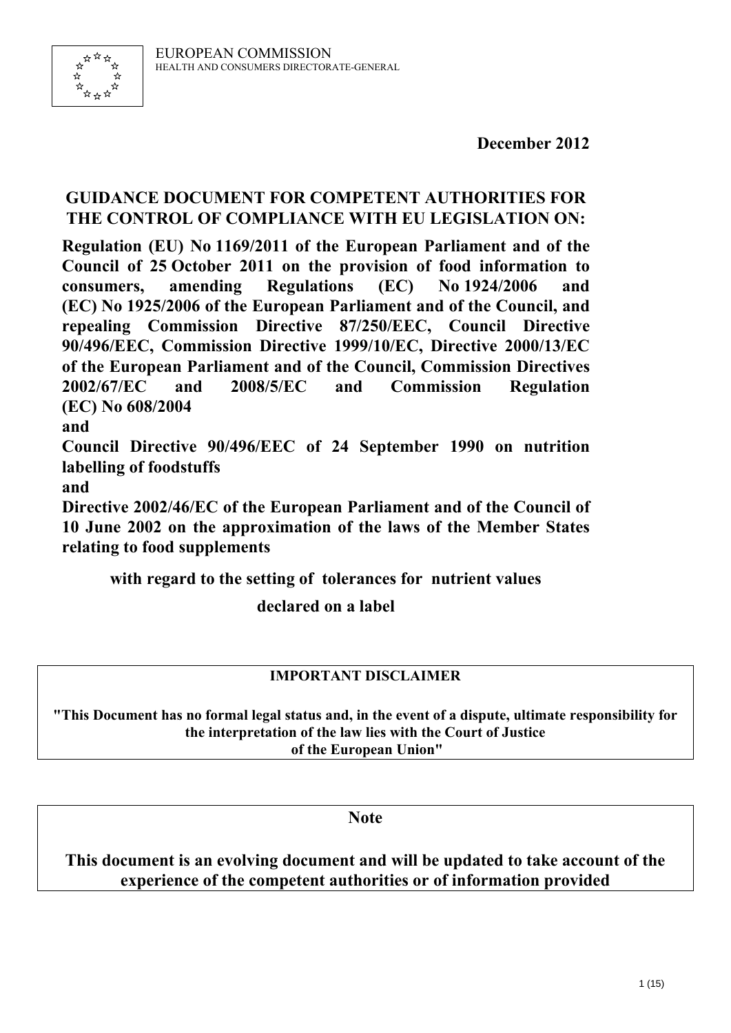EUROPEAN COMMISSION
HEALTH AND CONSUMERS DIRECTORATE-GENERAL

**December 2012**

# GUIDANCE DOCUMENT FOR COMPETENT AUTHORITIES FOR THE CONTROL OF COMPLIANCE WITH EU LEGISLATION ON:

**Regulation (EU) No 1169/2011 of the European Parliament and of the Council of 25 October 2011 on the provision of food information to consumers, amending Regulations (EC) No 1924/2006 and (EC) No 1925/2006 of the European Parliament and of the Council, and repealing Commission Directive 87/250/EEC, Council Directive 90/496/EEC, Commission Directive 1999/10/EC, Directive 2000/13/EC of the European Parliament and of the Council, Commission Directives 2002/67/EC and 2008/5/EC and Commission Regulation (EC) No 608/2004**

**and**

**Council Directive 90/496/EEC of 24 September 1990 on nutrition labelling of foodstuffs**

**and**

**Directive 2002/46/EC of the European Parliament and of the Council of 10 June 2002 on the approximation of the laws of the Member States relating to food supplements**

**with regard to the setting of tolerances for nutrient values declared on a label**

---

**IMPORTANT DISCLAIMER**

**"This Document has no formal legal status and, in the event of a dispute, ultimate responsibility for the interpretation of the law lies with the Court of Justice of the European Union"**

---

**Note**

**This document is an evolving document and will be updated to take account of the experience of the competent authorities or of information provided**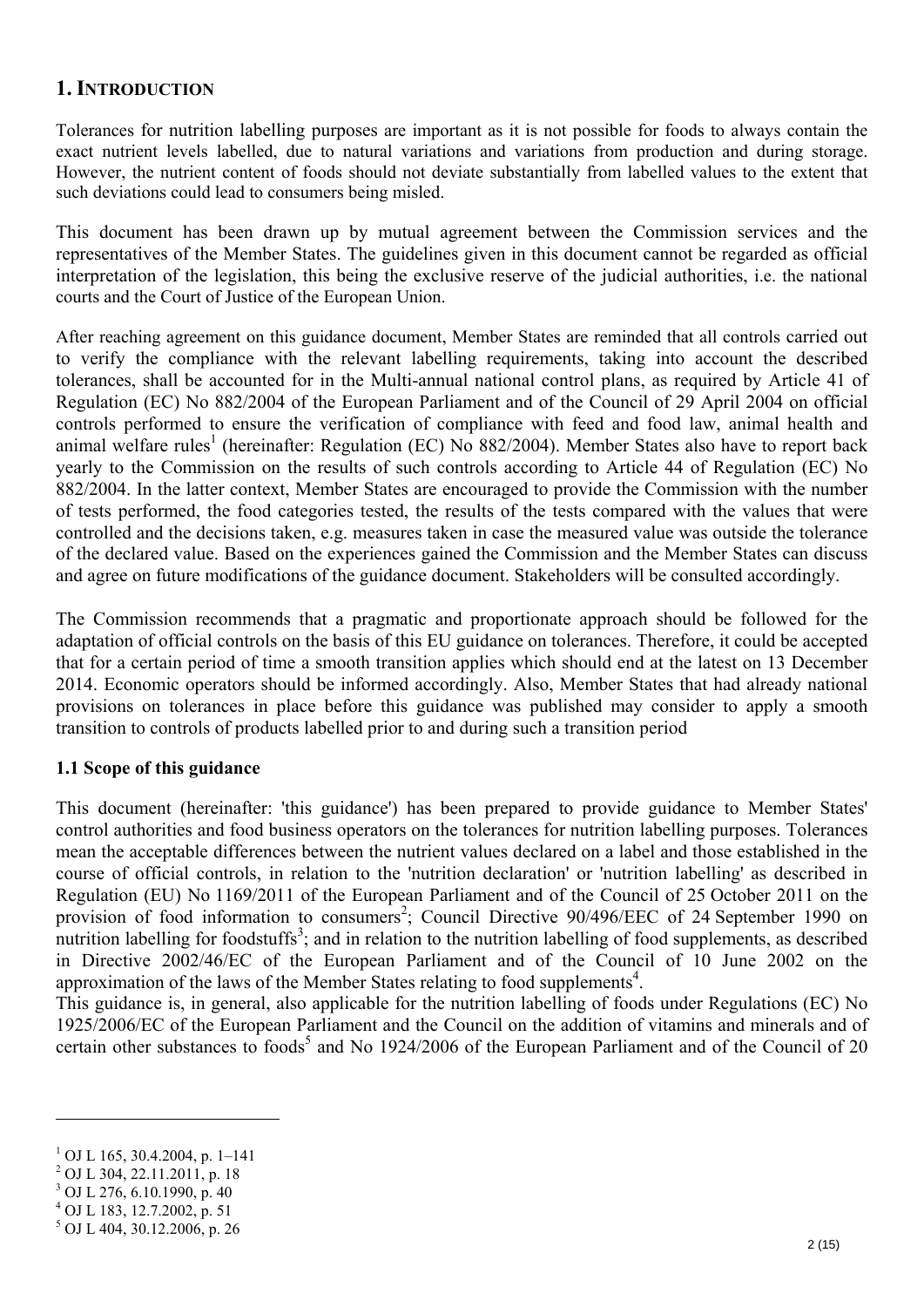## 1. Introduction

Tolerances for nutrition labelling purposes are important as it is not possible for foods to always contain the exact nutrient levels labelled, due to natural variations and variations from production and during storage. However, the nutrient content of foods should not deviate substantially from labelled values to the extent that such deviations could lead to consumers being misled.

This document has been drawn up by mutual agreement between the Commission services and the representatives of the Member States. The guidelines given in this document cannot be regarded as official interpretation of the legislation, this being the exclusive reserve of the judicial authorities, i.e. the national courts and the Court of Justice of the European Union.

After reaching agreement on this guidance document, Member States are reminded that all controls carried out to verify the compliance with the relevant labelling requirements, taking into account the described tolerances, shall be accounted for in the Multi-annual national control plans, as required by Article 41 of Regulation (EC) No 882/2004 of the European Parliament and of the Council of 29 April 2004 on official controls performed to ensure the verification of compliance with feed and food law, animal health and animal welfare rules[1] (hereinafter: Regulation (EC) No 882/2004). Member States also have to report back yearly to the Commission on the results of such controls according to Article 44 of Regulation (EC) No 882/2004. In the latter context, Member States are encouraged to provide the Commission with the number of tests performed, the food categories tested, the results of the tests compared with the values that were controlled and the decisions taken, e.g. measures taken in case the measured value was outside the tolerance of the declared value. Based on the experiences gained the Commission and the Member States can discuss and agree on future modifications of the guidance document. Stakeholders will be consulted accordingly.

The Commission recommends that a pragmatic and proportionate approach should be followed for the adaptation of official controls on the basis of this EU guidance on tolerances. Therefore, it could be accepted that for a certain period of time a smooth transition applies which should end at the latest on 13 December 2014. Economic operators should be informed accordingly. Also, Member States that had already national provisions on tolerances in place before this guidance was published may consider to apply a smooth transition to controls of products labelled prior to and during such a transition period

### 1.1 Scope of this guidance

This document (hereinafter: 'this guidance') has been prepared to provide guidance to Member States' control authorities and food business operators on the tolerances for nutrition labelling purposes. Tolerances mean the acceptable differences between the nutrient values declared on a label and those established in the course of official controls, in relation to the 'nutrition declaration' or 'nutrition labelling' as described in Regulation (EU) No 1169/2011 of the European Parliament and of the Council of 25 October 2011 on the provision of food information to consumers[2]; Council Directive 90/496/EEC of 24 September 1990 on nutrition labelling for foodstuffs[3]; and in relation to the nutrition labelling of food supplements, as described in Directive 2002/46/EC of the European Parliament and of the Council of 10 June 2002 on the approximation of the laws of the Member States relating to food supplements[4].

This guidance is, in general, also applicable for the nutrition labelling of foods under Regulations (EC) No 1925/2006/EC of the European Parliament and the Council on the addition of vitamins and minerals and of certain other substances to foods[5] and No 1924/2006 of the European Parliament and of the Council of 20

---

[1] OJ L 165, 30.4.2004, p. 1–141
[2] OJ L 304, 22.11.2011, p. 18
[3] OJ L 276, 6.10.1990, p. 40
[4] OJ L 183, 12.7.2002, p. 51
[5] OJ L 404, 30.12.2006, p. 26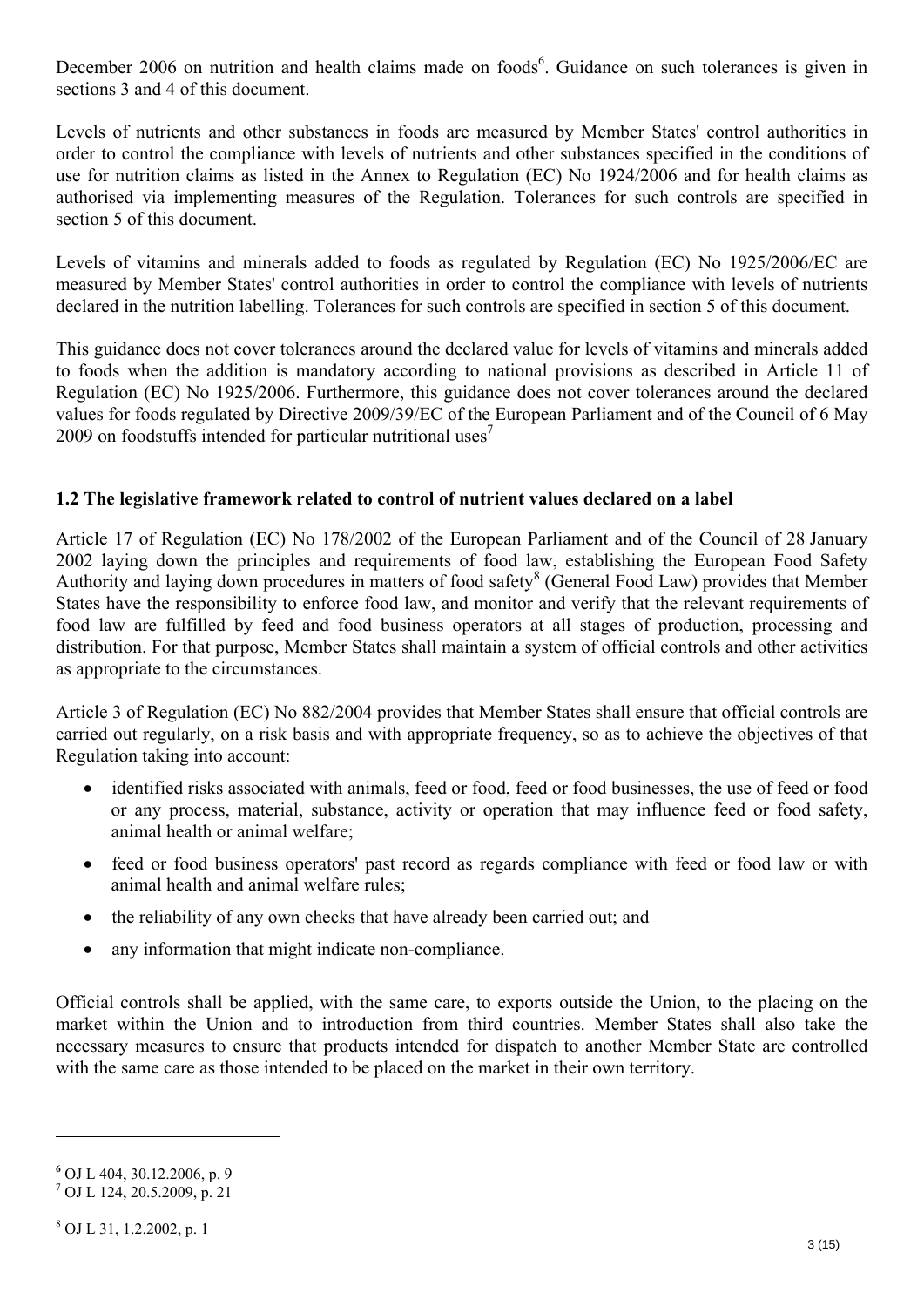December 2006 on nutrition and health claims made on foods[6]. Guidance on such tolerances is given in sections 3 and 4 of this document.

Levels of nutrients and other substances in foods are measured by Member States' control authorities in order to control the compliance with levels of nutrients and other substances specified in the conditions of use for nutrition claims as listed in the Annex to Regulation (EC) No 1924/2006 and for health claims as authorised via implementing measures of the Regulation. Tolerances for such controls are specified in section 5 of this document.

Levels of vitamins and minerals added to foods as regulated by Regulation (EC) No 1925/2006/EC are measured by Member States' control authorities in order to control the compliance with levels of nutrients declared in the nutrition labelling. Tolerances for such controls are specified in section 5 of this document.

This guidance does not cover tolerances around the declared value for levels of vitamins and minerals added to foods when the addition is mandatory according to national provisions as described in Article 11 of Regulation (EC) No 1925/2006. Furthermore, this guidance does not cover tolerances around the declared values for foods regulated by Directive 2009/39/EC of the European Parliament and of the Council of 6 May 2009 on foodstuffs intended for particular nutritional uses[7]

### 1.2 The legislative framework related to control of nutrient values declared on a label

Article 17 of Regulation (EC) No 178/2002 of the European Parliament and of the Council of 28 January 2002 laying down the principles and requirements of food law, establishing the European Food Safety Authority and laying down procedures in matters of food safety[8] (General Food Law) provides that Member States have the responsibility to enforce food law, and monitor and verify that the relevant requirements of food law are fulfilled by feed and food business operators at all stages of production, processing and distribution. For that purpose, Member States shall maintain a system of official controls and other activities as appropriate to the circumstances.

Article 3 of Regulation (EC) No 882/2004 provides that Member States shall ensure that official controls are carried out regularly, on a risk basis and with appropriate frequency, so as to achieve the objectives of that Regulation taking into account:

- identified risks associated with animals, feed or food, feed or food businesses, the use of feed or food or any process, material, substance, activity or operation that may influence feed or food safety, animal health or animal welfare;
- feed or food business operators' past record as regards compliance with feed or food law or with animal health and animal welfare rules;
- the reliability of any own checks that have already been carried out; and
- any information that might indicate non-compliance.

Official controls shall be applied, with the same care, to exports outside the Union, to the placing on the market within the Union and to introduction from third countries. Member States shall also take the necessary measures to ensure that products intended for dispatch to another Member State are controlled with the same care as those intended to be placed on the market in their own territory.

---

[6] OJ L 404, 30.12.2006, p. 9

[7] OJ L 124, 20.5.2009, p. 21

[8] OJ L 31, 1.2.2002, p. 1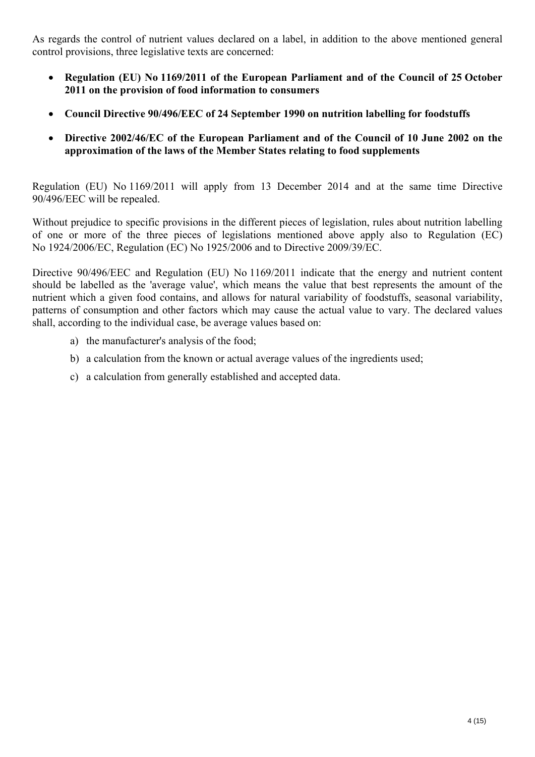As regards the control of nutrient values declared on a label, in addition to the above mentioned general control provisions, three legislative texts are concerned:

- **Regulation (EU) No 1169/2011 of the European Parliament and of the Council of 25 October 2011 on the provision of food information to consumers**
- **Council Directive 90/496/EEC of 24 September 1990 on nutrition labelling for foodstuffs**
- **Directive 2002/46/EC of the European Parliament and of the Council of 10 June 2002 on the approximation of the laws of the Member States relating to food supplements**

Regulation (EU) No 1169/2011 will apply from 13 December 2014 and at the same time Directive 90/496/EEC will be repealed.

Without prejudice to specific provisions in the different pieces of legislation, rules about nutrition labelling of one or more of the three pieces of legislations mentioned above apply also to Regulation (EC) No 1924/2006/EC, Regulation (EC) No 1925/2006 and to Directive 2009/39/EC.

Directive 90/496/EEC and Regulation (EU) No 1169/2011 indicate that the energy and nutrient content should be labelled as the 'average value', which means the value that best represents the amount of the nutrient which a given food contains, and allows for natural variability of foodstuffs, seasonal variability, patterns of consumption and other factors which may cause the actual value to vary. The declared values shall, according to the individual case, be average values based on:

a) the manufacturer's analysis of the food;

b) a calculation from the known or actual average values of the ingredients used;

c) a calculation from generally established and accepted data.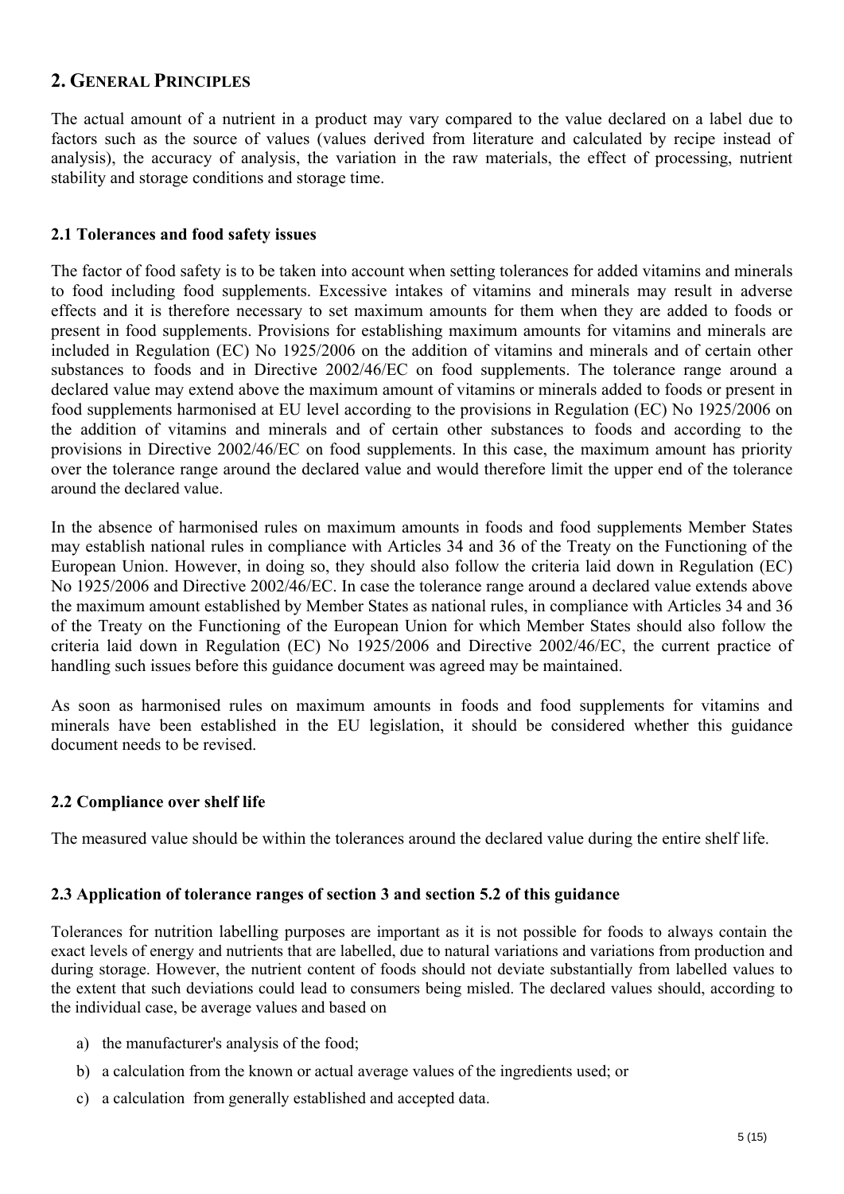## 2. General Principles

The actual amount of a nutrient in a product may vary compared to the value declared on a label due to factors such as the source of values (values derived from literature and calculated by recipe instead of analysis), the accuracy of analysis, the variation in the raw materials, the effect of processing, nutrient stability and storage conditions and storage time.

### 2.1 Tolerances and food safety issues

The factor of food safety is to be taken into account when setting tolerances for added vitamins and minerals to food including food supplements. Excessive intakes of vitamins and minerals may result in adverse effects and it is therefore necessary to set maximum amounts for them when they are added to foods or present in food supplements. Provisions for establishing maximum amounts for vitamins and minerals are included in Regulation (EC) No 1925/2006 on the addition of vitamins and minerals and of certain other substances to foods and in Directive 2002/46/EC on food supplements. The tolerance range around a declared value may extend above the maximum amount of vitamins or minerals added to foods or present in food supplements harmonised at EU level according to the provisions in Regulation (EC) No 1925/2006 on the addition of vitamins and minerals and of certain other substances to foods and according to the provisions in Directive 2002/46/EC on food supplements. In this case, the maximum amount has priority over the tolerance range around the declared value and would therefore limit the upper end of the tolerance around the declared value.

In the absence of harmonised rules on maximum amounts in foods and food supplements Member States may establish national rules in compliance with Articles 34 and 36 of the Treaty on the Functioning of the European Union. However, in doing so, they should also follow the criteria laid down in Regulation (EC) No 1925/2006 and Directive 2002/46/EC. In case the tolerance range around a declared value extends above the maximum amount established by Member States as national rules, in compliance with Articles 34 and 36 of the Treaty on the Functioning of the European Union for which Member States should also follow the criteria laid down in Regulation (EC) No 1925/2006 and Directive 2002/46/EC, the current practice of handling such issues before this guidance document was agreed may be maintained.

As soon as harmonised rules on maximum amounts in foods and food supplements for vitamins and minerals have been established in the EU legislation, it should be considered whether this guidance document needs to be revised.

### 2.2 Compliance over shelf life

The measured value should be within the tolerances around the declared value during the entire shelf life.

### 2.3 Application of tolerance ranges of section 3 and section 5.2 of this guidance

Tolerances for nutrition labelling purposes are important as it is not possible for foods to always contain the exact levels of energy and nutrients that are labelled, due to natural variations and variations from production and during storage. However, the nutrient content of foods should not deviate substantially from labelled values to the extent that such deviations could lead to consumers being misled. The declared values should, according to the individual case, be average values and based on

a) the manufacturer's analysis of the food;
b) a calculation from the known or actual average values of the ingredients used; or
c) a calculation from generally established and accepted data.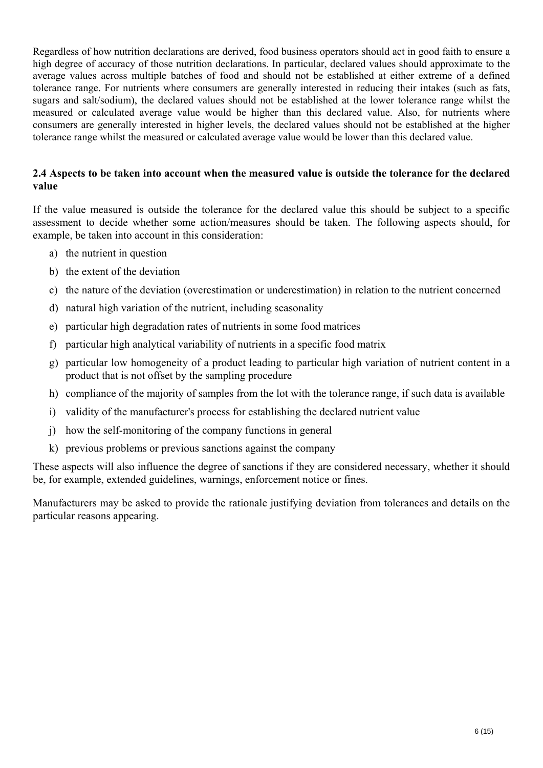Regardless of how nutrition declarations are derived, food business operators should act in good faith to ensure a high degree of accuracy of those nutrition declarations. In particular, declared values should approximate to the average values across multiple batches of food and should not be established at either extreme of a defined tolerance range. For nutrients where consumers are generally interested in reducing their intakes (such as fats, sugars and salt/sodium), the declared values should not be established at the lower tolerance range whilst the measured or calculated average value would be higher than this declared value. Also, for nutrients where consumers are generally interested in higher levels, the declared values should not be established at the higher tolerance range whilst the measured or calculated average value would be lower than this declared value.

### 2.4 Aspects to be taken into account when the measured value is outside the tolerance for the declared value

If the value measured is outside the tolerance for the declared value this should be subject to a specific assessment to decide whether some action/measures should be taken. The following aspects should, for example, be taken into account in this consideration:

a) the nutrient in question
b) the extent of the deviation
c) the nature of the deviation (overestimation or underestimation) in relation to the nutrient concerned
d) natural high variation of the nutrient, including seasonality
e) particular high degradation rates of nutrients in some food matrices
f) particular high analytical variability of nutrients in a specific food matrix
g) particular low homogeneity of a product leading to particular high variation of nutrient content in a product that is not offset by the sampling procedure
h) compliance of the majority of samples from the lot with the tolerance range, if such data is available
i) validity of the manufacturer's process for establishing the declared nutrient value
j) how the self-monitoring of the company functions in general
k) previous problems or previous sanctions against the company

These aspects will also influence the degree of sanctions if they are considered necessary, whether it should be, for example, extended guidelines, warnings, enforcement notice or fines.

Manufacturers may be asked to provide the rationale justifying deviation from tolerances and details on the particular reasons appearing.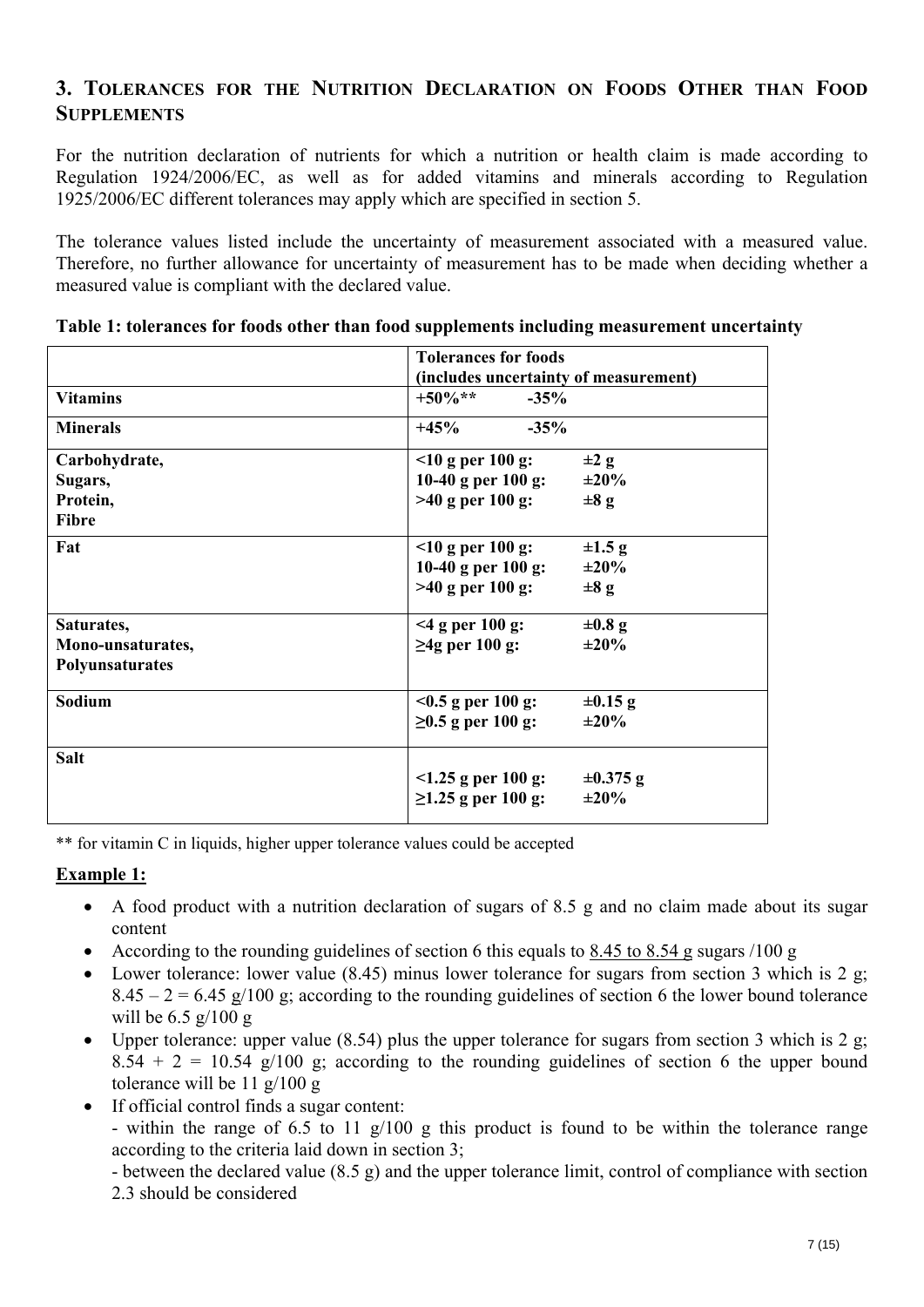## 3. Tolerances for the Nutrition Declaration on Foods Other than Food Supplements

For the nutrition declaration of nutrients for which a nutrition or health claim is made according to Regulation 1924/2006/EC, as well as for added vitamins and minerals according to Regulation 1925/2006/EC different tolerances may apply which are specified in section 5.

The tolerance values listed include the uncertainty of measurement associated with a measured value. Therefore, no further allowance for uncertainty of measurement has to be made when deciding whether a measured value is compliant with the declared value.

**Table 1: tolerances for foods other than food supplements including measurement uncertainty**

| | Tolerances for foods (includes uncertainty of measurement) | |
|---|---|---|
| **Vitamins** | **+50%\*\*** | **-35%** |
| **Minerals** | **+45%** | **-35%** |
| **Carbohydrate, Sugars, Protein, Fibre** | **<10 g per 100 g:**<br>**10-40 g per 100 g:**<br>**>40 g per 100 g:** | **±2 g**<br>**±20%**<br>**±8 g** |
| **Fat** | **<10 g per 100 g:**<br>**10-40 g per 100 g:**<br>**>40 g per 100 g:** | **±1.5 g**<br>**±20%**<br>**±8 g** |
| **Saturates, Mono-unsaturates, Polyunsaturates** | **<4 g per 100 g:**<br>**≥4g per 100 g:** | **±0.8 g**<br>**±20%** |
| **Sodium** | **<0.5 g per 100 g:**<br>**≥0.5 g per 100 g:** | **±0.15 g**<br>**±20%** |
| **Salt** | **<1.25 g per 100 g:**<br>**≥1.25 g per 100 g:** | **±0.375 g**<br>**±20%** |

\*\* for vitamin C in liquids, higher upper tolerance values could be accepted

**Example 1:**

- A food product with a nutrition declaration of sugars of 8.5 g and no claim made about its sugar content
- According to the rounding guidelines of section 6 this equals to 8.45 to 8.54 g sugars /100 g
- Lower tolerance: lower value (8.45) minus lower tolerance for sugars from section 3 which is 2 g; 8.45 – 2 = 6.45 g/100 g; according to the rounding guidelines of section 6 the lower bound tolerance will be 6.5 g/100 g
- Upper tolerance: upper value (8.54) plus the upper tolerance for sugars from section 3 which is 2 g; 8.54 + 2 = 10.54 g/100 g; according to the rounding guidelines of section 6 the upper bound tolerance will be 11 g/100 g
- If official control finds a sugar content:
  - within the range of 6.5 to 11 g/100 g this product is found to be within the tolerance range according to the criteria laid down in section 3;
  - between the declared value (8.5 g) and the upper tolerance limit, control of compliance with section 2.3 should be considered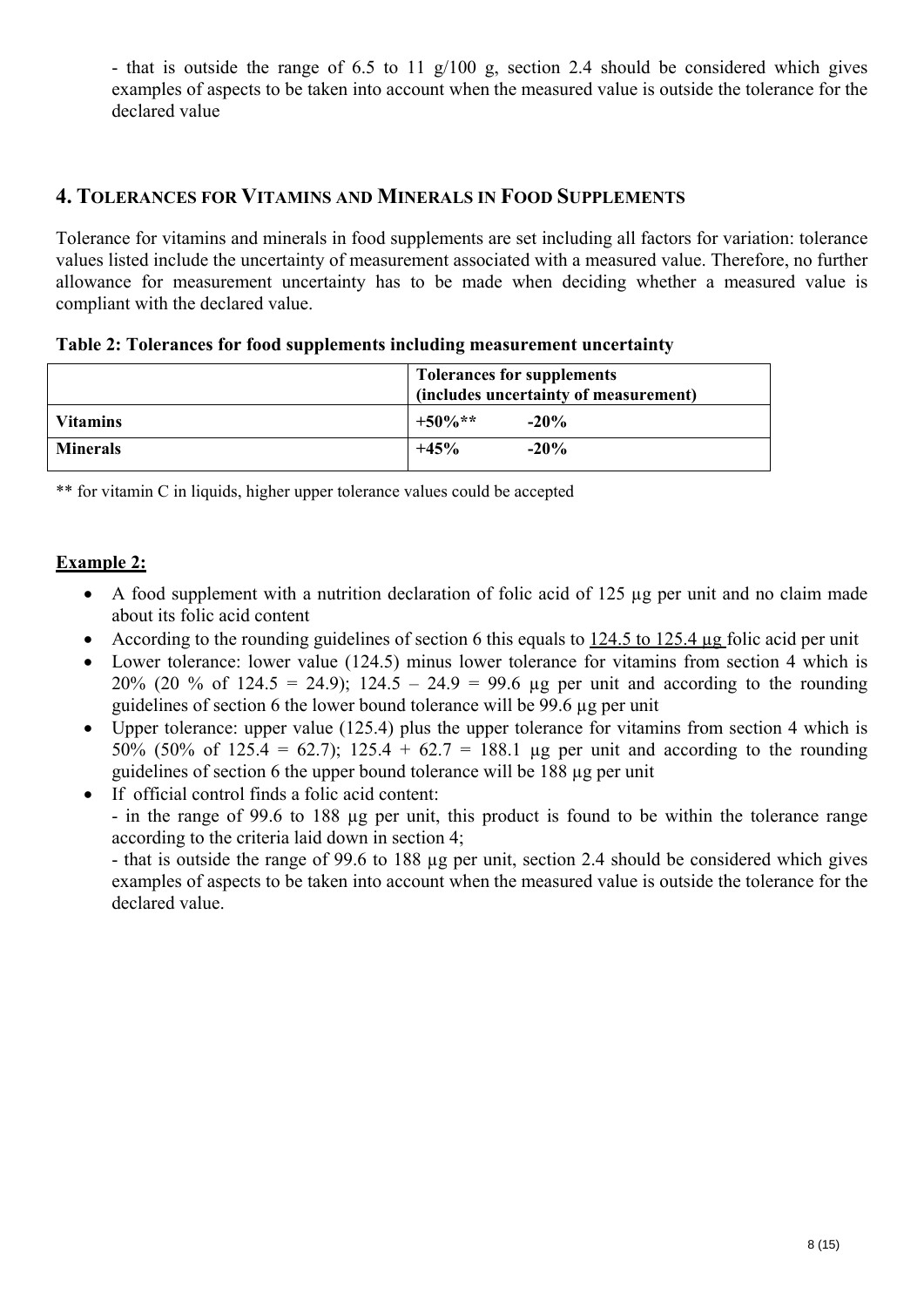- that is outside the range of 6.5 to 11 g/100 g, section 2.4 should be considered which gives examples of aspects to be taken into account when the measured value is outside the tolerance for the declared value

## 4. Tolerances for Vitamins and Minerals in Food Supplements

Tolerance for vitamins and minerals in food supplements are set including all factors for variation: tolerance values listed include the uncertainty of measurement associated with a measured value. Therefore, no further allowance for measurement uncertainty has to be made when deciding whether a measured value is compliant with the declared value.

**Table 2: Tolerances for food supplements including measurement uncertainty**

| | **Tolerances for supplements (includes uncertainty of measurement)** | |
|---|---|---|
| **Vitamins** | **+50%**** | **-20%** |
| **Minerals** | **+45%** | **-20%** |

** for vitamin C in liquids, higher upper tolerance values could be accepted

### Example 2:

- A food supplement with a nutrition declaration of folic acid of 125 µg per unit and no claim made about its folic acid content
- According to the rounding guidelines of section 6 this equals to <u>124.5 to 125.4 µg</u> folic acid per unit
- Lower tolerance: lower value (124.5) minus lower tolerance for vitamins from section 4 which is 20% (20 % of 124.5 = 24.9); 124.5 – 24.9 = 99.6 µg per unit and according to the rounding guidelines of section 6 the lower bound tolerance will be 99.6 µg per unit
- Upper tolerance: upper value (125.4) plus the upper tolerance for vitamins from section 4 which is 50% (50% of 125.4 = 62.7); 125.4 + 62.7 = 188.1 µg per unit and according to the rounding guidelines of section 6 the upper bound tolerance will be 188 µg per unit
- If official control finds a folic acid content:
  - in the range of 99.6 to 188 µg per unit, this product is found to be within the tolerance range according to the criteria laid down in section 4;
  - that is outside the range of 99.6 to 188 µg per unit, section 2.4 should be considered which gives examples of aspects to be taken into account when the measured value is outside the tolerance for the declared value.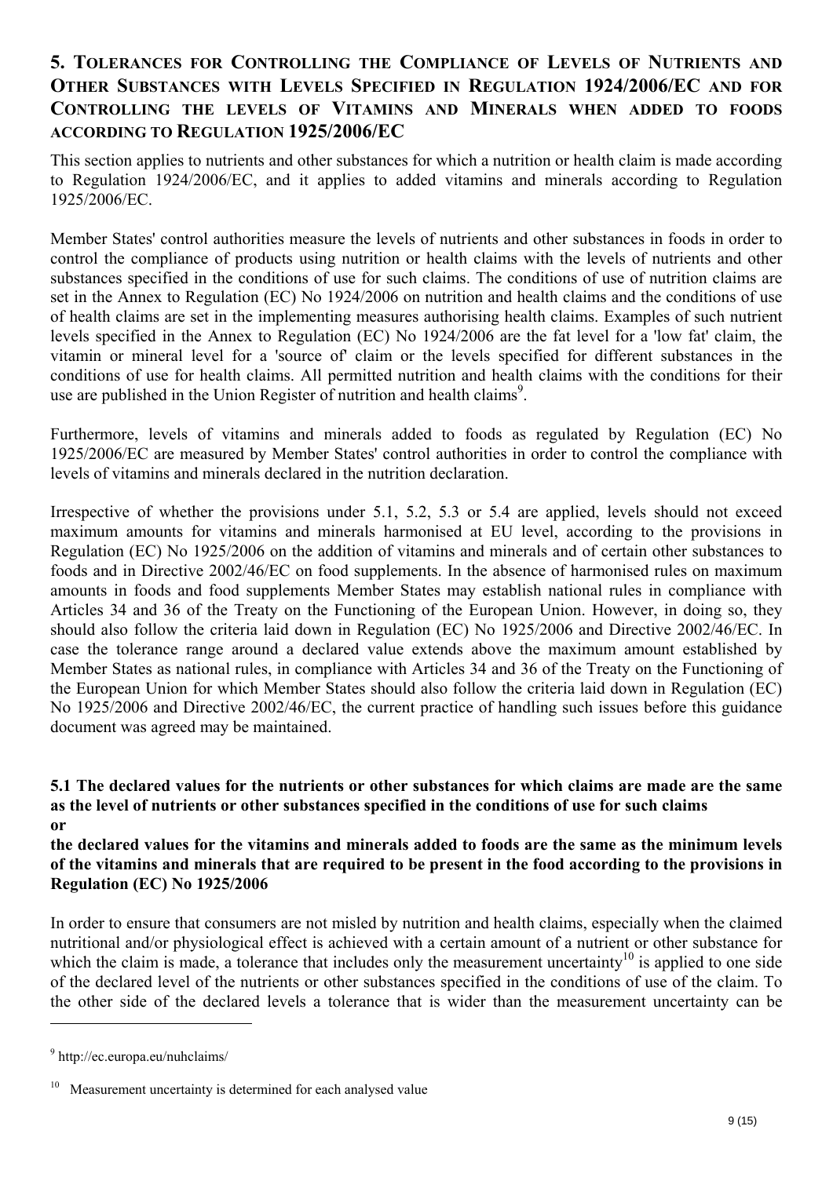## 5. Tolerances for Controlling the Compliance of Levels of Nutrients and Other Substances with Levels Specified in Regulation 1924/2006/EC and for Controlling the levels of Vitamins and Minerals when added to foods according to Regulation 1925/2006/EC

This section applies to nutrients and other substances for which a nutrition or health claim is made according to Regulation 1924/2006/EC, and it applies to added vitamins and minerals according to Regulation 1925/2006/EC.

Member States' control authorities measure the levels of nutrients and other substances in foods in order to control the compliance of products using nutrition or health claims with the levels of nutrients and other substances specified in the conditions of use for such claims. The conditions of use of nutrition claims are set in the Annex to Regulation (EC) No 1924/2006 on nutrition and health claims and the conditions of use of health claims are set in the implementing measures authorising health claims. Examples of such nutrient levels specified in the Annex to Regulation (EC) No 1924/2006 are the fat level for a 'low fat' claim, the vitamin or mineral level for a 'source of' claim or the levels specified for different substances in the conditions of use for health claims. All permitted nutrition and health claims with the conditions for their use are published in the Union Register of nutrition and health claims[9].

Furthermore, levels of vitamins and minerals added to foods as regulated by Regulation (EC) No 1925/2006/EC are measured by Member States' control authorities in order to control the compliance with levels of vitamins and minerals declared in the nutrition declaration.

Irrespective of whether the provisions under 5.1, 5.2, 5.3 or 5.4 are applied, levels should not exceed maximum amounts for vitamins and minerals harmonised at EU level, according to the provisions in Regulation (EC) No 1925/2006 on the addition of vitamins and minerals and of certain other substances to foods and in Directive 2002/46/EC on food supplements. In the absence of harmonised rules on maximum amounts in foods and food supplements Member States may establish national rules in compliance with Articles 34 and 36 of the Treaty on the Functioning of the European Union. However, in doing so, they should also follow the criteria laid down in Regulation (EC) No 1925/2006 and Directive 2002/46/EC. In case the tolerance range around a declared value extends above the maximum amount established by Member States as national rules, in compliance with Articles 34 and 36 of the Treaty on the Functioning of the European Union for which Member States should also follow the criteria laid down in Regulation (EC) No 1925/2006 and Directive 2002/46/EC, the current practice of handling such issues before this guidance document was agreed may be maintained.

### 5.1 The declared values for the nutrients or other substances for which claims are made are the same as the level of nutrients or other substances specified in the conditions of use for such claims or the declared values for the vitamins and minerals added to foods are the same as the minimum levels of the vitamins and minerals that are required to be present in the food according to the provisions in Regulation (EC) No 1925/2006

In order to ensure that consumers are not misled by nutrition and health claims, especially when the claimed nutritional and/or physiological effect is achieved with a certain amount of a nutrient or other substance for which the claim is made, a tolerance that includes only the measurement uncertainty[10] is applied to one side of the declared level of the nutrients or other substances specified in the conditions of use of the claim. To the other side of the declared levels a tolerance that is wider than the measurement uncertainty can be

[9] http://ec.europa.eu/nuhclaims/

[10] Measurement uncertainty is determined for each analysed value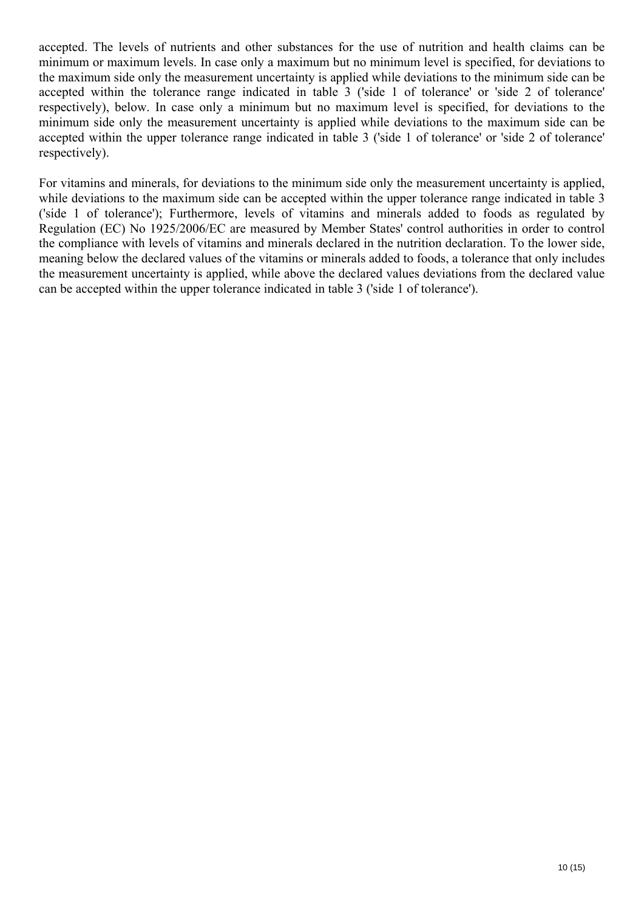accepted. The levels of nutrients and other substances for the use of nutrition and health claims can be minimum or maximum levels. In case only a maximum but no minimum level is specified, for deviations to the maximum side only the measurement uncertainty is applied while deviations to the minimum side can be accepted within the tolerance range indicated in table 3 ('side 1 of tolerance' or 'side 2 of tolerance' respectively), below. In case only a minimum but no maximum level is specified, for deviations to the minimum side only the measurement uncertainty is applied while deviations to the maximum side can be accepted within the upper tolerance range indicated in table 3 ('side 1 of tolerance' or 'side 2 of tolerance' respectively).

For vitamins and minerals, for deviations to the minimum side only the measurement uncertainty is applied, while deviations to the maximum side can be accepted within the upper tolerance range indicated in table 3 ('side 1 of tolerance'); Furthermore, levels of vitamins and minerals added to foods as regulated by Regulation (EC) No 1925/2006/EC are measured by Member States' control authorities in order to control the compliance with levels of vitamins and minerals declared in the nutrition declaration. To the lower side, meaning below the declared values of the vitamins or minerals added to foods, a tolerance that only includes the measurement uncertainty is applied, while above the declared values deviations from the declared value can be accepted within the upper tolerance indicated in table 3 ('side 1 of tolerance').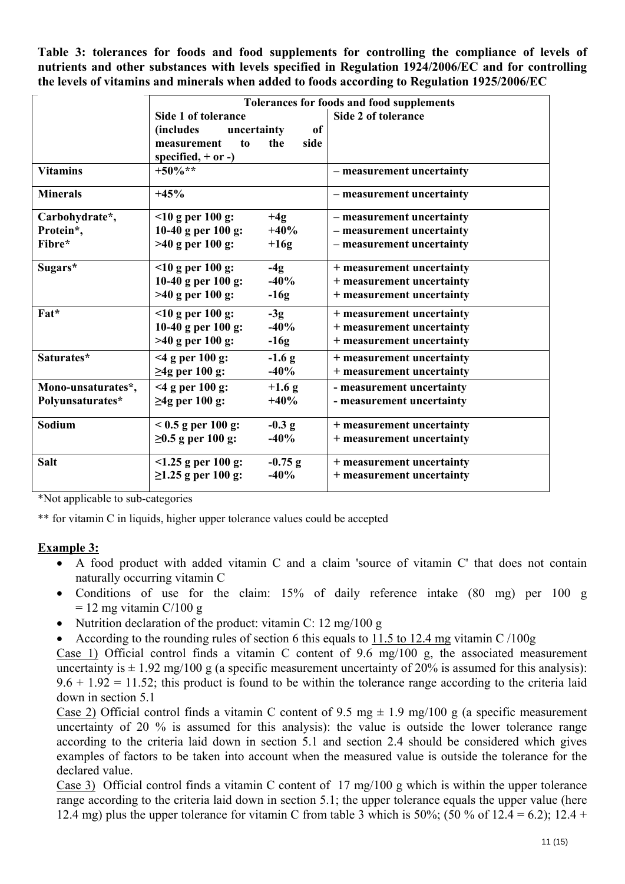**Table 3: tolerances for foods and food supplements for controlling the compliance of levels of nutrients and other substances with levels specified in Regulation 1924/2006/EC and for controlling the levels of vitamins and minerals when added to foods according to Regulation 1925/2006/EC**

| | Tolerances for foods and food supplements | | |
|---|---|---|---|
| | Side 1 of tolerance (includes uncertainty of measurement to the side specified, + or -) | | Side 2 of tolerance |
| **Vitamins** | +50%** | | – measurement uncertainty |
| **Minerals** | +45% | | – measurement uncertainty |
| **Carbohydrate*, Protein*, Fibre*** | <10 g per 100 g: | +4g | – measurement uncertainty |
| | 10-40 g per 100 g: | +40% | – measurement uncertainty |
| | >40 g per 100 g: | +16g | – measurement uncertainty |
| **Sugars*** | <10 g per 100 g: | -4g | + measurement uncertainty |
| | 10-40 g per 100 g: | -40% | + measurement uncertainty |
| | >40 g per 100 g: | -16g | + measurement uncertainty |
| **Fat*** | <10 g per 100 g: | -3g | + measurement uncertainty |
| | 10-40 g per 100 g: | -40% | + measurement uncertainty |
| | >40 g per 100 g: | -16g | + measurement uncertainty |
| **Saturates*** | <4 g per 100 g: | -1.6 g | + measurement uncertainty |
| | ≥4g per 100 g: | -40% | + measurement uncertainty |
| **Mono-unsaturates*, Polyunsaturates*** | <4 g per 100 g: | +1.6 g | - measurement uncertainty |
| | ≥4g per 100 g: | +40% | - measurement uncertainty |
| **Sodium** | < 0.5 g per 100 g: | -0.3 g | + measurement uncertainty |
| | ≥0.5 g per 100 g: | -40% | + measurement uncertainty |
| **Salt** | <1.25 g per 100 g: | -0.75 g | + measurement uncertainty |
| | ≥1.25 g per 100 g: | -40% | + measurement uncertainty |

*Not applicable to sub-categories

** for vitamin C in liquids, higher upper tolerance values could be accepted

**Example 3:**

- A food product with added vitamin C and a claim 'source of vitamin C' that does not contain naturally occurring vitamin C
- Conditions of use for the claim: 15% of daily reference intake (80 mg) per 100 g = 12 mg vitamin C/100 g
- Nutrition declaration of the product: vitamin C: 12 mg/100 g
- According to the rounding rules of section 6 this equals to 11.5 to 12.4 mg vitamin C /100g

Case 1) Official control finds a vitamin C content of 9.6 mg/100 g, the associated measurement uncertainty is ± 1.92 mg/100 g (a specific measurement uncertainty of 20% is assumed for this analysis): 9.6 + 1.92 = 11.52; this product is found to be within the tolerance range according to the criteria laid down in section 5.1

Case 2) Official control finds a vitamin C content of 9.5 mg ± 1.9 mg/100 g (a specific measurement uncertainty of 20 % is assumed for this analysis): the value is outside the lower tolerance range according to the criteria laid down in section 5.1 and section 2.4 should be considered which gives examples of factors to be taken into account when the measured value is outside the tolerance for the declared value.

Case 3) Official control finds a vitamin C content of 17 mg/100 g which is within the upper tolerance range according to the criteria laid down in section 5.1; the upper tolerance equals the upper value (here 12.4 mg) plus the upper tolerance for vitamin C from table 3 which is 50%; (50 % of 12.4 = 6.2); 12.4 +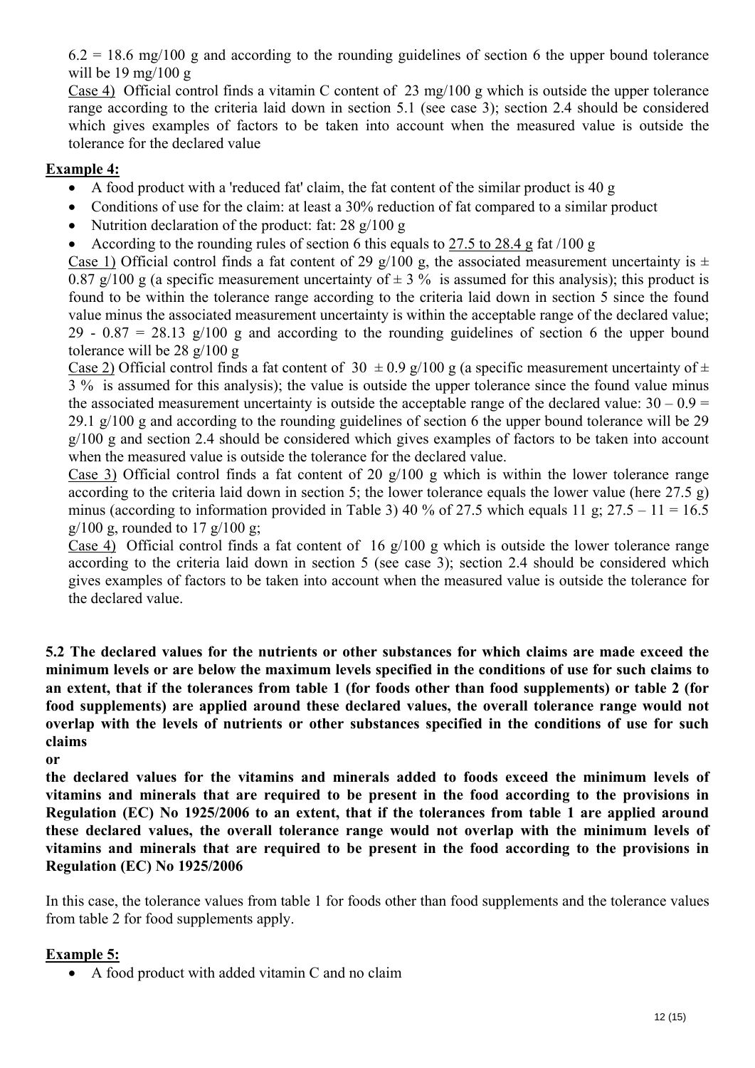6.2 = 18.6 mg/100 g and according to the rounding guidelines of section 6 the upper bound tolerance will be 19 mg/100 g

Case 4) Official control finds a vitamin C content of 23 mg/100 g which is outside the upper tolerance range according to the criteria laid down in section 5.1 (see case 3); section 2.4 should be considered which gives examples of factors to be taken into account when the measured value is outside the tolerance for the declared value

**Example 4:**

- A food product with a 'reduced fat' claim, the fat content of the similar product is 40 g
- Conditions of use for the claim: at least a 30% reduction of fat compared to a similar product
- Nutrition declaration of the product: fat: 28 g/100 g
- According to the rounding rules of section 6 this equals to 27.5 to 28.4 g fat /100 g

Case 1) Official control finds a fat content of 29 g/100 g, the associated measurement uncertainty is ± 0.87 g/100 g (a specific measurement uncertainty of ± 3 % is assumed for this analysis); this product is found to be within the tolerance range according to the criteria laid down in section 5 since the found value minus the associated measurement uncertainty is within the acceptable range of the declared value; 29 - 0.87 = 28.13 g/100 g and according to the rounding guidelines of section 6 the upper bound tolerance will be 28 g/100 g

Case 2) Official control finds a fat content of 30 ± 0.9 g/100 g (a specific measurement uncertainty of ± 3 % is assumed for this analysis); the value is outside the upper tolerance since the found value minus the associated measurement uncertainty is outside the acceptable range of the declared value: 30 – 0.9 = 29.1 g/100 g and according to the rounding guidelines of section 6 the upper bound tolerance will be 29 g/100 g and section 2.4 should be considered which gives examples of factors to be taken into account when the measured value is outside the tolerance for the declared value.

Case 3) Official control finds a fat content of 20 g/100 g which is within the lower tolerance range according to the criteria laid down in section 5; the lower tolerance equals the lower value (here 27.5 g) minus (according to information provided in Table 3) 40 % of 27.5 which equals 11 g; 27.5 – 11 = 16.5 g/100 g, rounded to 17 g/100 g;

Case 4) Official control finds a fat content of 16 g/100 g which is outside the lower tolerance range according to the criteria laid down in section 5 (see case 3); section 2.4 should be considered which gives examples of factors to be taken into account when the measured value is outside the tolerance for the declared value.

**5.2 The declared values for the nutrients or other substances for which claims are made exceed the minimum levels or are below the maximum levels specified in the conditions of use for such claims to an extent, that if the tolerances from table 1 (for foods other than food supplements) or table 2 (for food supplements) are applied around these declared values, the overall tolerance range would not overlap with the levels of nutrients or other substances specified in the conditions of use for such claims**

**or**

**the declared values for the vitamins and minerals added to foods exceed the minimum levels of vitamins and minerals that are required to be present in the food according to the provisions in Regulation (EC) No 1925/2006 to an extent, that if the tolerances from table 1 are applied around these declared values, the overall tolerance range would not overlap with the minimum levels of vitamins and minerals that are required to be present in the food according to the provisions in Regulation (EC) No 1925/2006**

In this case, the tolerance values from table 1 for foods other than food supplements and the tolerance values from table 2 for food supplements apply.

**Example 5:**

- A food product with added vitamin C and no claim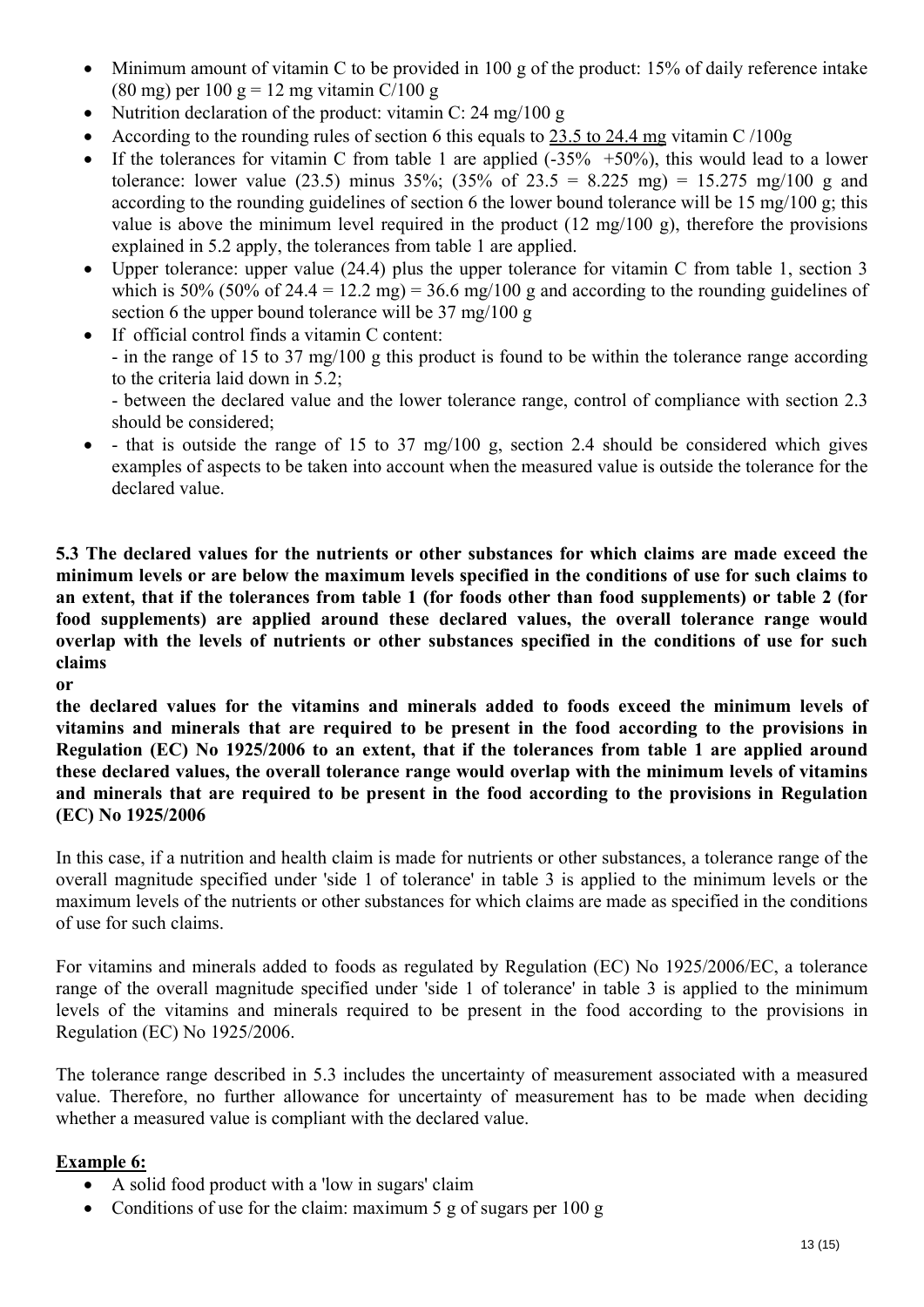- Minimum amount of vitamin C to be provided in 100 g of the product: 15% of daily reference intake (80 mg) per 100 g = 12 mg vitamin C/100 g
- Nutrition declaration of the product: vitamin C: 24 mg/100 g
- According to the rounding rules of section 6 this equals to <u>23.5 to 24.4 mg</u> vitamin C /100g
- If the tolerances for vitamin C from table 1 are applied (-35%  +50%), this would lead to a lower tolerance: lower value (23.5) minus 35%; (35% of 23.5 = 8.225 mg) = 15.275 mg/100 g and according to the rounding guidelines of section 6 the lower bound tolerance will be 15 mg/100 g; this value is above the minimum level required in the product (12 mg/100 g), therefore the provisions explained in 5.2 apply, the tolerances from table 1 are applied.
- Upper tolerance: upper value (24.4) plus the upper tolerance for vitamin C from table 1, section 3 which is 50% (50% of 24.4 = 12.2 mg) = 36.6 mg/100 g and according to the rounding guidelines of section 6 the upper bound tolerance will be 37 mg/100 g
- If official control finds a vitamin C content:
  - in the range of 15 to 37 mg/100 g this product is found to be within the tolerance range according to the criteria laid down in 5.2;
  - between the declared value and the lower tolerance range, control of compliance with section 2.3 should be considered;
- - that is outside the range of 15 to 37 mg/100 g, section 2.4 should be considered which gives examples of aspects to be taken into account when the measured value is outside the tolerance for the declared value.

**5.3 The declared values for the nutrients or other substances for which claims are made exceed the minimum levels or are below the maximum levels specified in the conditions of use for such claims to an extent, that if the tolerances from table 1 (for foods other than food supplements) or table 2 (for food supplements) are applied around these declared values, the overall tolerance range would overlap with the levels of nutrients or other substances specified in the conditions of use for such claims**

**or**

**the declared values for the vitamins and minerals added to foods exceed the minimum levels of vitamins and minerals that are required to be present in the food according to the provisions in Regulation (EC) No 1925/2006 to an extent, that if the tolerances from table 1 are applied around these declared values, the overall tolerance range would overlap with the minimum levels of vitamins and minerals that are required to be present in the food according to the provisions in Regulation (EC) No 1925/2006**

In this case, if a nutrition and health claim is made for nutrients or other substances, a tolerance range of the overall magnitude specified under 'side 1 of tolerance' in table 3 is applied to the minimum levels or the maximum levels of the nutrients or other substances for which claims are made as specified in the conditions of use for such claims.

For vitamins and minerals added to foods as regulated by Regulation (EC) No 1925/2006/EC, a tolerance range of the overall magnitude specified under 'side 1 of tolerance' in table 3 is applied to the minimum levels of the vitamins and minerals required to be present in the food according to the provisions in Regulation (EC) No 1925/2006.

The tolerance range described in 5.3 includes the uncertainty of measurement associated with a measured value. Therefore, no further allowance for uncertainty of measurement has to be made when deciding whether a measured value is compliant with the declared value.

**<u>Example 6:</u>**

- A solid food product with a 'low in sugars' claim
- Conditions of use for the claim: maximum 5 g of sugars per 100 g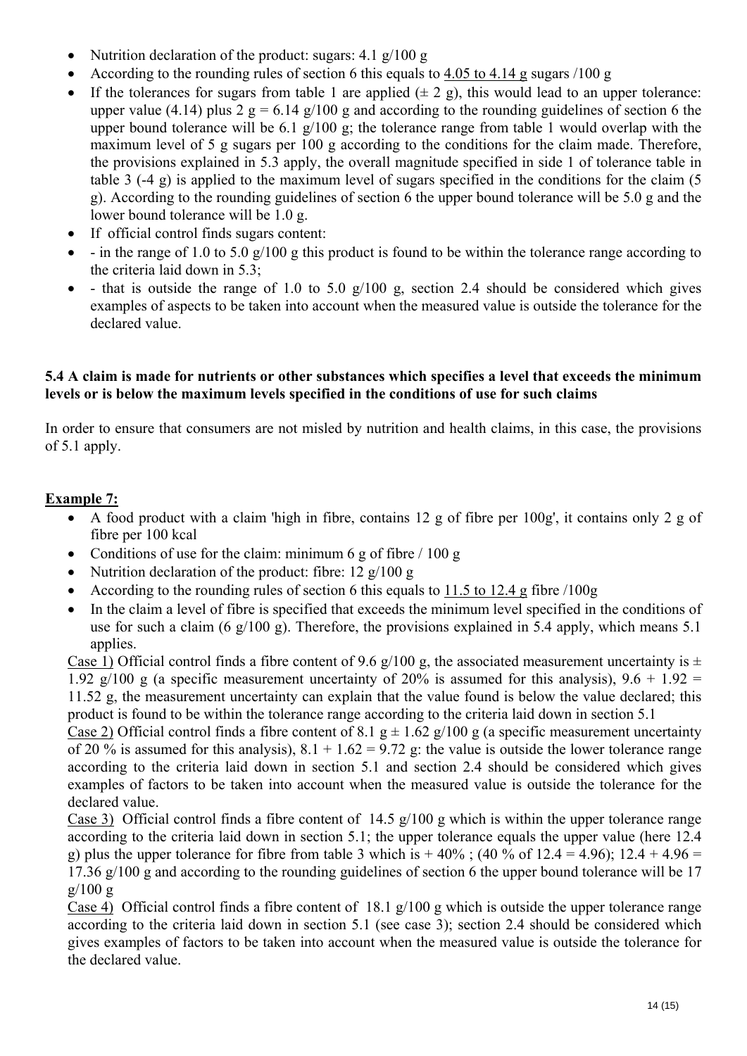- Nutrition declaration of the product: sugars: 4.1 g/100 g
- According to the rounding rules of section 6 this equals to <u>4.05 to 4.14 g</u> sugars /100 g
- If the tolerances for sugars from table 1 are applied (± 2 g), this would lead to an upper tolerance: upper value (4.14) plus 2 g = 6.14 g/100 g and according to the rounding guidelines of section 6 the upper bound tolerance will be 6.1 g/100 g; the tolerance range from table 1 would overlap with the maximum level of 5 g sugars per 100 g according to the conditions for the claim made. Therefore, the provisions explained in 5.3 apply, the overall magnitude specified in side 1 of tolerance table in table 3 (-4 g) is applied to the maximum level of sugars specified in the conditions for the claim (5 g). According to the rounding guidelines of section 6 the upper bound tolerance will be 5.0 g and the lower bound tolerance will be 1.0 g.
- If official control finds sugars content:
- - in the range of 1.0 to 5.0 g/100 g this product is found to be within the tolerance range according to the criteria laid down in 5.3;
- - that is outside the range of 1.0 to 5.0 g/100 g, section 2.4 should be considered which gives examples of aspects to be taken into account when the measured value is outside the tolerance for the declared value.

**5.4 A claim is made for nutrients or other substances which specifies a level that exceeds the minimum levels or is below the maximum levels specified in the conditions of use for such claims**

In order to ensure that consumers are not misled by nutrition and health claims, in this case, the provisions of 5.1 apply.

**<u>Example 7:</u>**

- A food product with a claim 'high in fibre, contains 12 g of fibre per 100g', it contains only 2 g of fibre per 100 kcal
- Conditions of use for the claim: minimum 6 g of fibre / 100 g
- Nutrition declaration of the product: fibre: 12 g/100 g
- According to the rounding rules of section 6 this equals to <u>11.5 to 12.4 g</u> fibre /100g
- In the claim a level of fibre is specified that exceeds the minimum level specified in the conditions of use for such a claim (6 g/100 g). Therefore, the provisions explained in 5.4 apply, which means 5.1 applies.

<u>Case 1)</u> Official control finds a fibre content of 9.6 g/100 g, the associated measurement uncertainty is ± 1.92 g/100 g (a specific measurement uncertainty of 20% is assumed for this analysis), 9.6 + 1.92 = 11.52 g, the measurement uncertainty can explain that the value found is below the value declared; this product is found to be within the tolerance range according to the criteria laid down in section 5.1

<u>Case 2)</u> Official control finds a fibre content of 8.1 g ± 1.62 g/100 g (a specific measurement uncertainty of 20 % is assumed for this analysis), 8.1 + 1.62 = 9.72 g: the value is outside the lower tolerance range according to the criteria laid down in section 5.1 and section 2.4 should be considered which gives examples of factors to be taken into account when the measured value is outside the tolerance for the declared value.

<u>Case 3)</u> Official control finds a fibre content of 14.5 g/100 g which is within the upper tolerance range according to the criteria laid down in section 5.1; the upper tolerance equals the upper value (here 12.4 g) plus the upper tolerance for fibre from table 3 which is + 40% ; (40 % of 12.4 = 4.96); 12.4 + 4.96 = 17.36 g/100 g and according to the rounding guidelines of section 6 the upper bound tolerance will be 17 g/100 g

<u>Case 4)</u> Official control finds a fibre content of 18.1 g/100 g which is outside the upper tolerance range according to the criteria laid down in section 5.1 (see case 3); section 2.4 should be considered which gives examples of factors to be taken into account when the measured value is outside the tolerance for the declared value.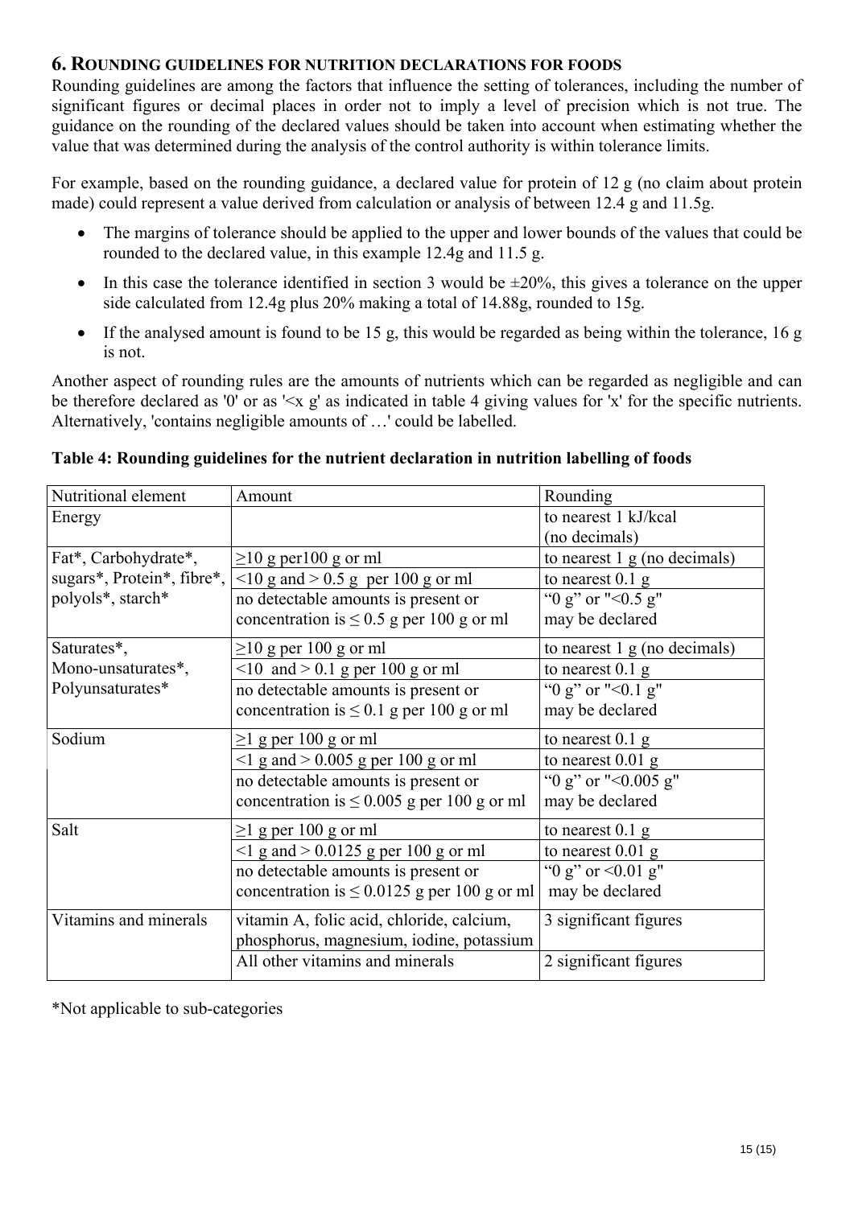## 6. ROUNDING GUIDELINES FOR NUTRITION DECLARATIONS FOR FOODS

Rounding guidelines are among the factors that influence the setting of tolerances, including the number of significant figures or decimal places in order not to imply a level of precision which is not true. The guidance on the rounding of the declared values should be taken into account when estimating whether the value that was determined during the analysis of the control authority is within tolerance limits.

For example, based on the rounding guidance, a declared value for protein of 12 g (no claim about protein made) could represent a value derived from calculation or analysis of between 12.4 g and 11.5g.

- The margins of tolerance should be applied to the upper and lower bounds of the values that could be rounded to the declared value, in this example 12.4g and 11.5 g.
- In this case the tolerance identified in section 3 would be ±20%, this gives a tolerance on the upper side calculated from 12.4g plus 20% making a total of 14.88g, rounded to 15g.
- If the analysed amount is found to be 15 g, this would be regarded as being within the tolerance, 16 g is not.

Another aspect of rounding rules are the amounts of nutrients which can be regarded as negligible and can be therefore declared as '0' or as '<x g' as indicated in table 4 giving values for 'x' for the specific nutrients. Alternatively, 'contains negligible amounts of …' could be labelled.

**Table 4: Rounding guidelines for the nutrient declaration in nutrition labelling of foods**

| Nutritional element | Amount | Rounding |
|---|---|---|
| Energy | | to nearest 1 kJ/kcal (no decimals) |
| Fat*, Carbohydrate*, sugars*, Protein*, fibre*, polyols*, starch* | ≥10 g per100 g or ml | to nearest 1 g (no decimals) |
| | <10 g and > 0.5 g per 100 g or ml | to nearest 0.1 g |
| | no detectable amounts is present or concentration is ≤ 0.5 g per 100 g or ml | "0 g" or "<0.5 g" may be declared |
| Saturates*, Mono-unsaturates*, Polyunsaturates* | ≥10 g per 100 g or ml | to nearest 1 g (no decimals) |
| | <10 and > 0.1 g per 100 g or ml | to nearest 0.1 g |
| | no detectable amounts is present or concentration is ≤ 0.1 g per 100 g or ml | "0 g" or "<0.1 g" may be declared |
| Sodium | ≥1 g per 100 g or ml | to nearest 0.1 g |
| | <1 g and > 0.005 g per 100 g or ml | to nearest 0.01 g |
| | no detectable amounts is present or concentration is ≤ 0.005 g per 100 g or ml | "0 g" or "<0.005 g" may be declared |
| Salt | ≥1 g per 100 g or ml | to nearest 0.1 g |
| | <1 g and > 0.0125 g per 100 g or ml | to nearest 0.01 g |
| | no detectable amounts is present or concentration is ≤ 0.0125 g per 100 g or ml | "0 g" or <0.01 g" may be declared |
| Vitamins and minerals | vitamin A, folic acid, chloride, calcium, phosphorus, magnesium, iodine, potassium | 3 significant figures |
| | All other vitamins and minerals | 2 significant figures |

*Not applicable to sub-categories